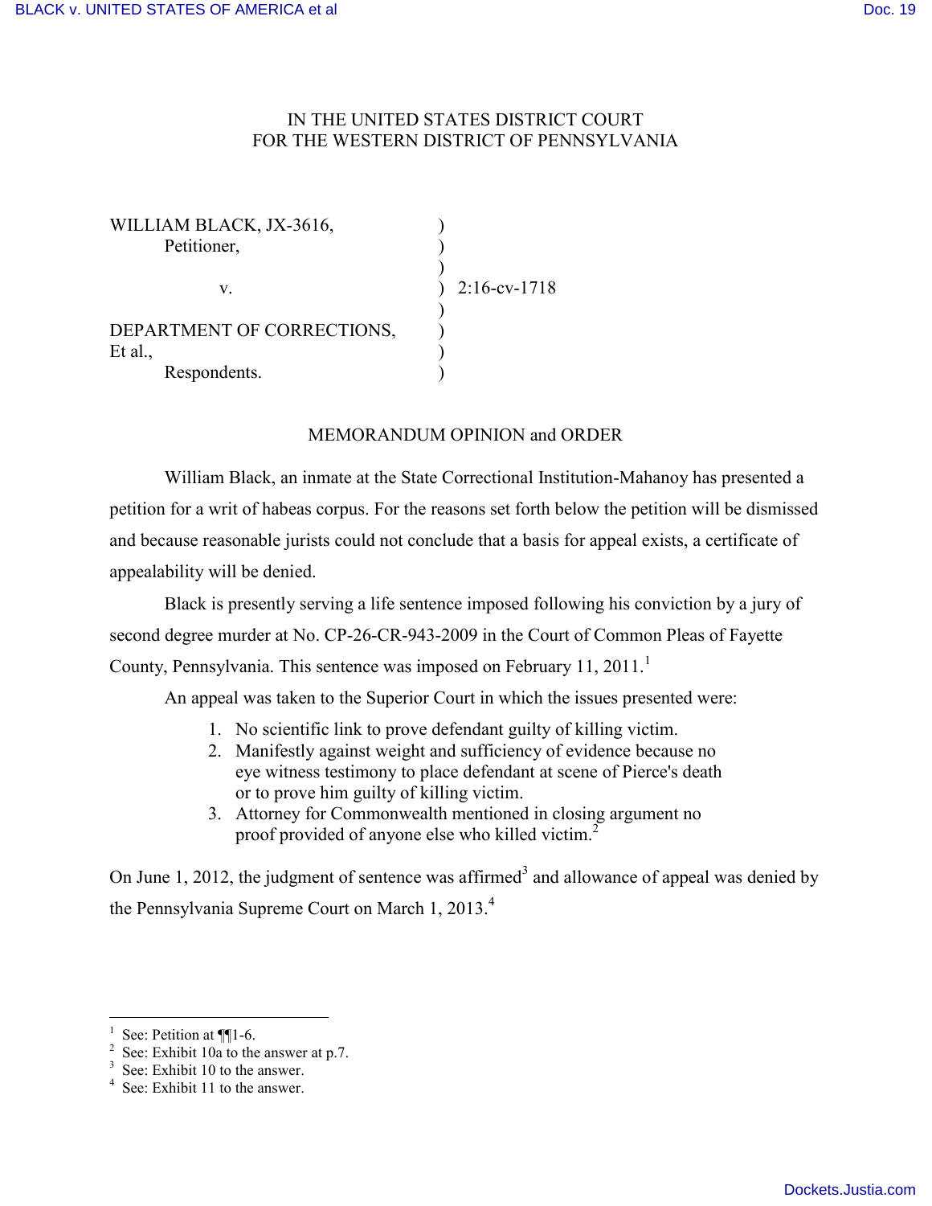IN THE UNITED STATES DISTRICT COURT
FOR THE WESTERN DISTRICT OF PENNSYLVANIA

WILLIAM BLACK, JX-3616,
Petitioner,

v.

DEPARTMENT OF CORRECTIONS,
Et al.,
Respondents.

2:16-cv-1718

MEMORANDUM OPINION and ORDER

William Black, an inmate at the State Correctional Institution-Mahanoy has presented a petition for a writ of habeas corpus. For the reasons set forth below the petition will be dismissed and because reasonable jurists could not conclude that a basis for appeal exists, a certificate of appealability will be denied.

Black is presently serving a life sentence imposed following his conviction by a jury of second degree murder at No. CP-26-CR-943-2009 in the Court of Common Pleas of Fayette County, Pennsylvania. This sentence was imposed on February 11, 2011.[1]

An appeal was taken to the Superior Court in which the issues presented were:

1. No scientific link to prove defendant guilty of killing victim.
2. Manifestly against weight and sufficiency of evidence because no eye witness testimony to place defendant at scene of Pierce's death or to prove him guilty of killing victim.
3. Attorney for Commonwealth mentioned in closing argument no proof provided of anyone else who killed victim.[2]

On June 1, 2012, the judgment of sentence was affirmed[3] and allowance of appeal was denied by the Pennsylvania Supreme Court on March 1, 2013.[4]

---

[1] See: Petition at ¶¶1-6.
[2] See: Exhibit 10a to the answer at p.7.
[3] See: Exhibit 10 to the answer.
[4] See: Exhibit 11 to the answer.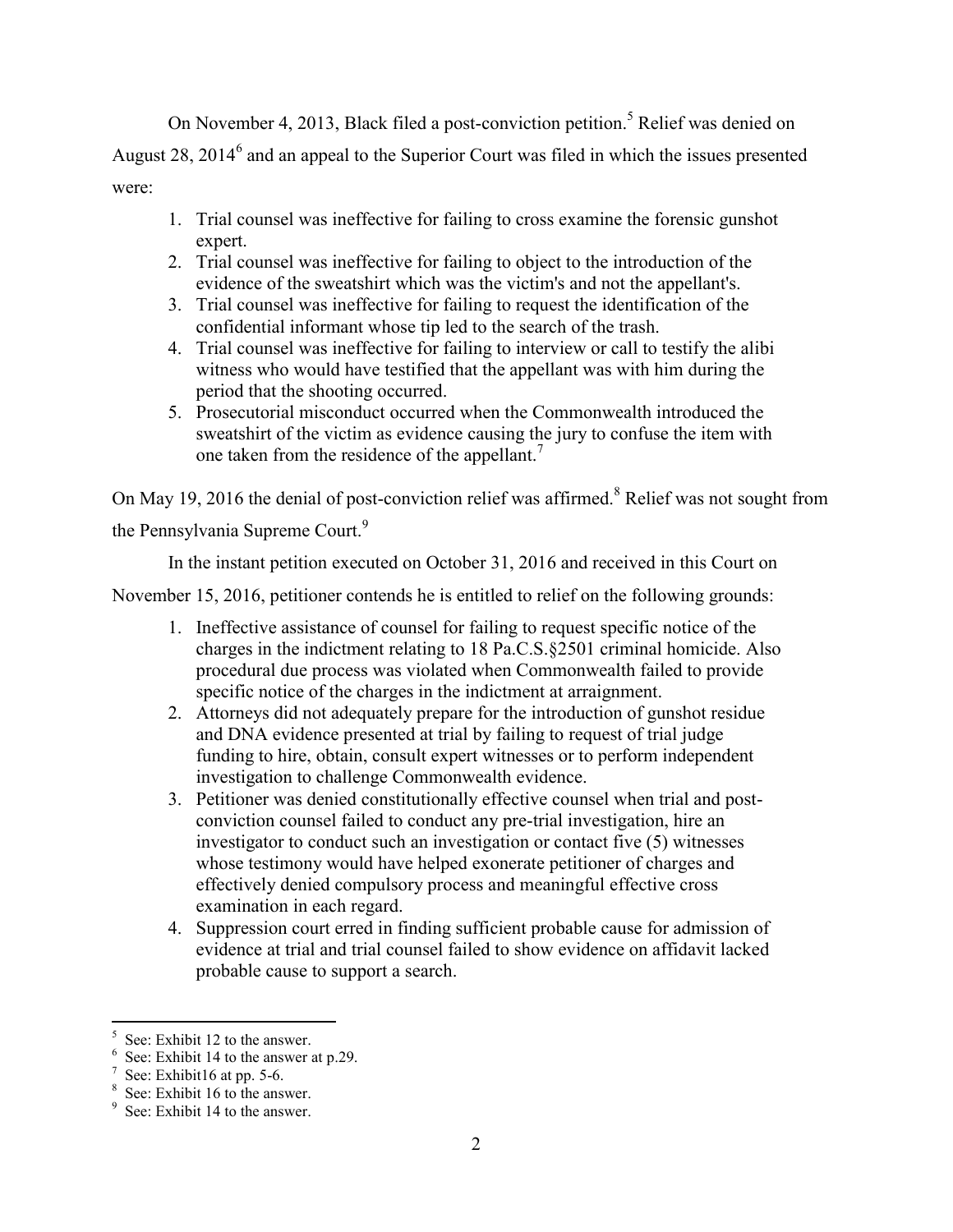On November 4, 2013, Black filed a post-conviction petition.[5] Relief was denied on August 28, 2014[6] and an appeal to the Superior Court was filed in which the issues presented were:

1. Trial counsel was ineffective for failing to cross examine the forensic gunshot expert.
2. Trial counsel was ineffective for failing to object to the introduction of the evidence of the sweatshirt which was the victim's and not the appellant's.
3. Trial counsel was ineffective for failing to request the identification of the confidential informant whose tip led to the search of the trash.
4. Trial counsel was ineffective for failing to interview or call to testify the alibi witness who would have testified that the appellant was with him during the period that the shooting occurred.
5. Prosecutorial misconduct occurred when the Commonwealth introduced the sweatshirt of the victim as evidence causing the jury to confuse the item with one taken from the residence of the appellant.[7]

On May 19, 2016 the denial of post-conviction relief was affirmed.[8] Relief was not sought from the Pennsylvania Supreme Court.[9]

In the instant petition executed on October 31, 2016 and received in this Court on November 15, 2016, petitioner contends he is entitled to relief on the following grounds:

1. Ineffective assistance of counsel for failing to request specific notice of the charges in the indictment relating to 18 Pa.C.S.§2501 criminal homicide. Also procedural due process was violated when Commonwealth failed to provide specific notice of the charges in the indictment at arraignment.
2. Attorneys did not adequately prepare for the introduction of gunshot residue and DNA evidence presented at trial by failing to request of trial judge funding to hire, obtain, consult expert witnesses or to perform independent investigation to challenge Commonwealth evidence.
3. Petitioner was denied constitutionally effective counsel when trial and post-conviction counsel failed to conduct any pre-trial investigation, hire an investigator to conduct such an investigation or contact five (5) witnesses whose testimony would have helped exonerate petitioner of charges and effectively denied compulsory process and meaningful effective cross examination in each regard.
4. Suppression court erred in finding sufficient probable cause for admission of evidence at trial and trial counsel failed to show evidence on affidavit lacked probable cause to support a search.

---

[5] See: Exhibit 12 to the answer.

[6] See: Exhibit 14 to the answer at p.29.

[7] See: Exhibit16 at pp. 5-6.

[8] See: Exhibit 16 to the answer.

[9] See: Exhibit 14 to the answer.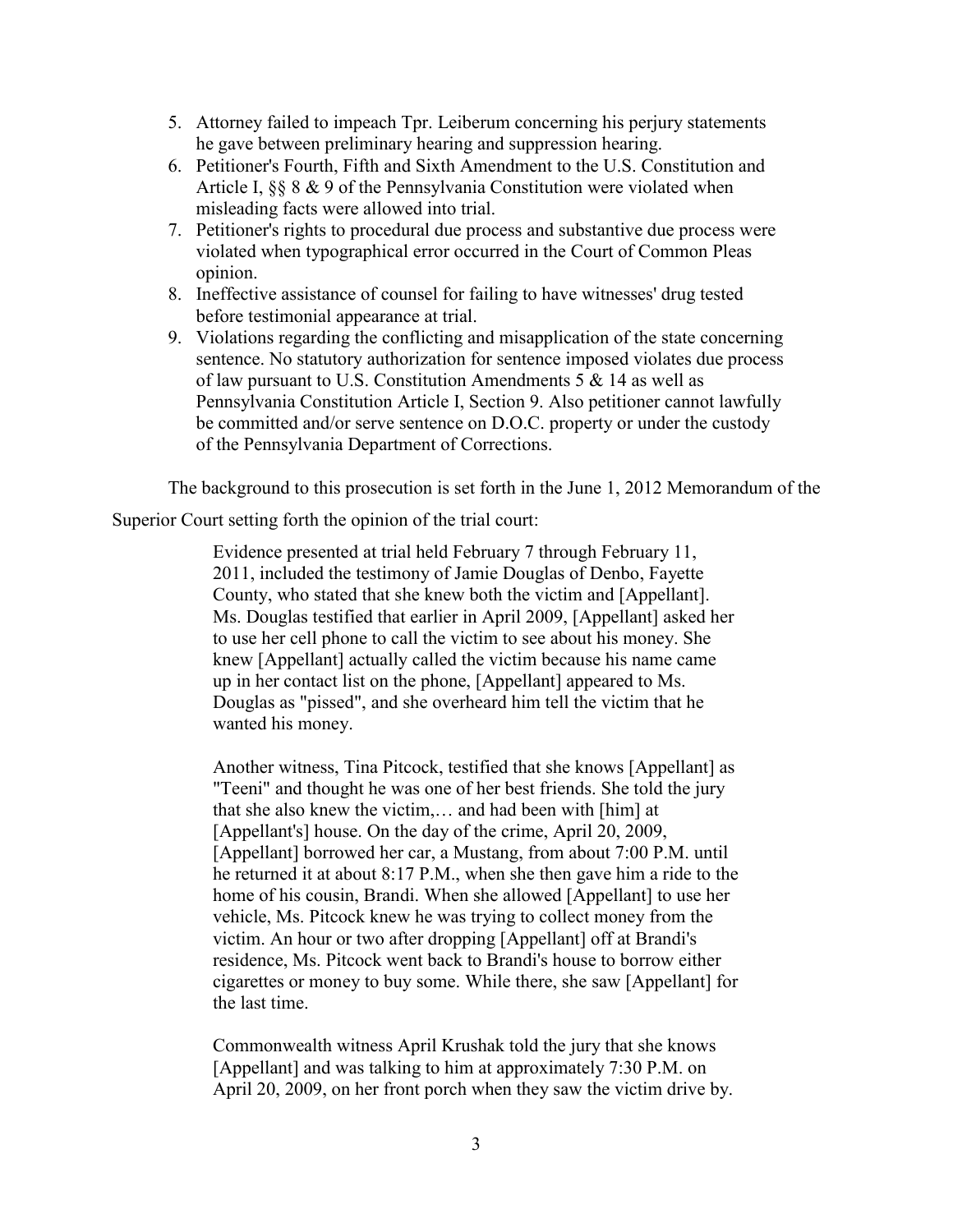5. Attorney failed to impeach Tpr. Leiberum concerning his perjury statements he gave between preliminary hearing and suppression hearing.
6. Petitioner's Fourth, Fifth and Sixth Amendment to the U.S. Constitution and Article I, §§ 8 & 9 of the Pennsylvania Constitution were violated when misleading facts were allowed into trial.
7. Petitioner's rights to procedural due process and substantive due process were violated when typographical error occurred in the Court of Common Pleas opinion.
8. Ineffective assistance of counsel for failing to have witnesses' drug tested before testimonial appearance at trial.
9. Violations regarding the conflicting and misapplication of the state concerning sentence. No statutory authorization for sentence imposed violates due process of law pursuant to U.S. Constitution Amendments 5 & 14 as well as Pennsylvania Constitution Article I, Section 9. Also petitioner cannot lawfully be committed and/or serve sentence on D.O.C. property or under the custody of the Pennsylvania Department of Corrections.

The background to this prosecution is set forth in the June 1, 2012 Memorandum of the Superior Court setting forth the opinion of the trial court:

> Evidence presented at trial held February 7 through February 11, 2011, included the testimony of Jamie Douglas of Denbo, Fayette County, who stated that she knew both the victim and [Appellant]. Ms. Douglas testified that earlier in April 2009, [Appellant] asked her to use her cell phone to call the victim to see about his money. She knew [Appellant] actually called the victim because his name came up in her contact list on the phone, [Appellant] appeared to Ms. Douglas as "pissed", and she overheard him tell the victim that he wanted his money.
>
> Another witness, Tina Pitcock, testified that she knows [Appellant] as "Teeni" and thought he was one of her best friends. She told the jury that she also knew the victim,… and had been with [him] at [Appellant's] house. On the day of the crime, April 20, 2009, [Appellant] borrowed her car, a Mustang, from about 7:00 P.M. until he returned it at about 8:17 P.M., when she then gave him a ride to the home of his cousin, Brandi. When she allowed [Appellant] to use her vehicle, Ms. Pitcock knew he was trying to collect money from the victim. An hour or two after dropping [Appellant] off at Brandi's residence, Ms. Pitcock went back to Brandi's house to borrow either cigarettes or money to buy some. While there, she saw [Appellant] for the last time.
>
> Commonwealth witness April Krushak told the jury that she knows [Appellant] and was talking to him at approximately 7:30 P.M. on April 20, 2009, on her front porch when they saw the victim drive by.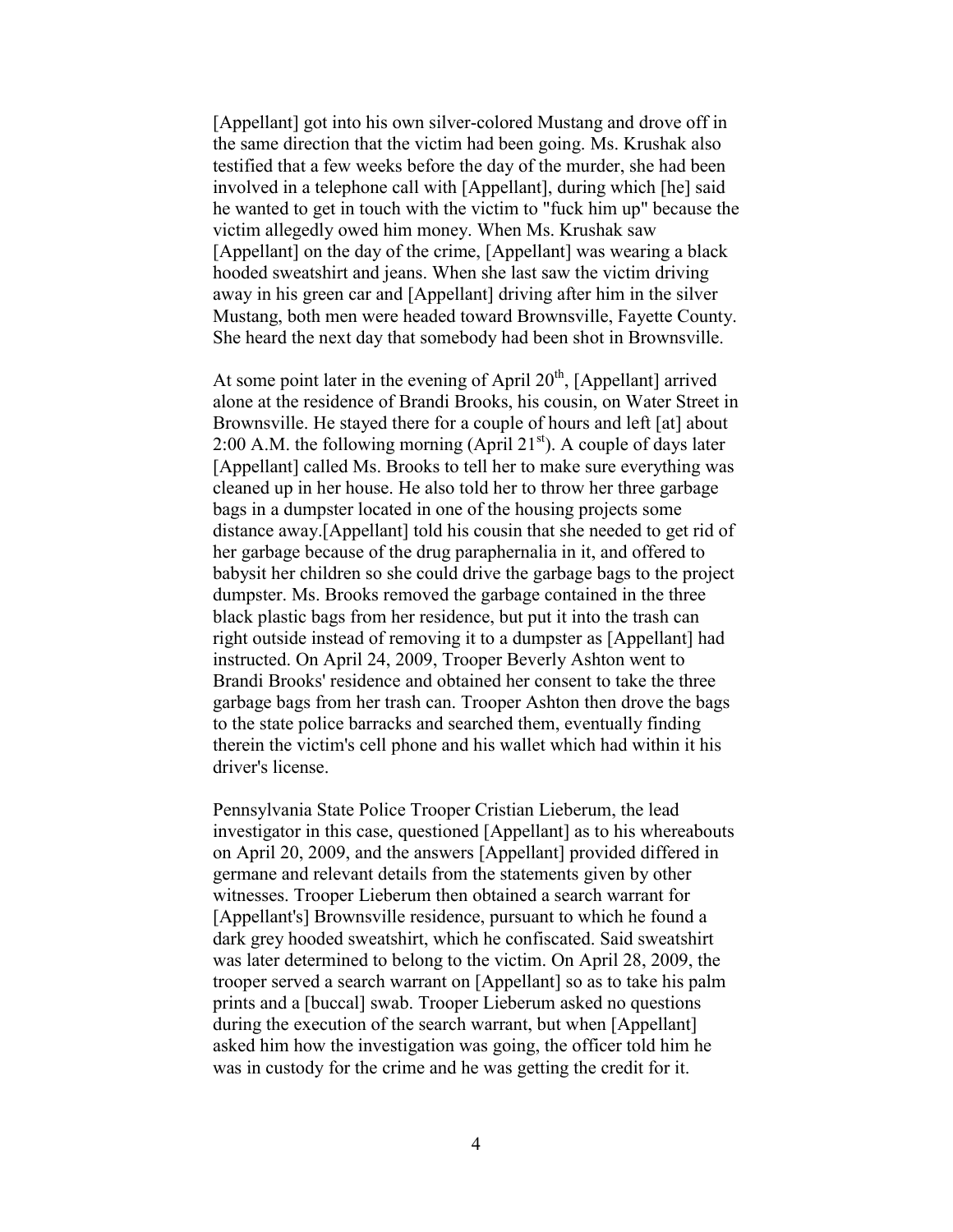[Appellant] got into his own silver-colored Mustang and drove off in the same direction that the victim had been going. Ms. Krushak also testified that a few weeks before the day of the murder, she had been involved in a telephone call with [Appellant], during which [he] said he wanted to get in touch with the victim to "fuck him up" because the victim allegedly owed him money. When Ms. Krushak saw [Appellant] on the day of the crime, [Appellant] was wearing a black hooded sweatshirt and jeans. When she last saw the victim driving away in his green car and [Appellant] driving after him in the silver Mustang, both men were headed toward Brownsville, Fayette County. She heard the next day that somebody had been shot in Brownsville.

At some point later in the evening of April 20th, [Appellant] arrived alone at the residence of Brandi Brooks, his cousin, on Water Street in Brownsville. He stayed there for a couple of hours and left [at] about 2:00 A.M. the following morning (April 21st). A couple of days later [Appellant] called Ms. Brooks to tell her to make sure everything was cleaned up in her house. He also told her to throw her three garbage bags in a dumpster located in one of the housing projects some distance away.[Appellant] told his cousin that she needed to get rid of her garbage because of the drug paraphernalia in it, and offered to babysit her children so she could drive the garbage bags to the project dumpster. Ms. Brooks removed the garbage contained in the three black plastic bags from her residence, but put it into the trash can right outside instead of removing it to a dumpster as [Appellant] had instructed. On April 24, 2009, Trooper Beverly Ashton went to Brandi Brooks' residence and obtained her consent to take the three garbage bags from her trash can. Trooper Ashton then drove the bags to the state police barracks and searched them, eventually finding therein the victim's cell phone and his wallet which had within it his driver's license.

Pennsylvania State Police Trooper Cristian Lieberum, the lead investigator in this case, questioned [Appellant] as to his whereabouts on April 20, 2009, and the answers [Appellant] provided differed in germane and relevant details from the statements given by other witnesses. Trooper Lieberum then obtained a search warrant for [Appellant's] Brownsville residence, pursuant to which he found a dark grey hooded sweatshirt, which he confiscated. Said sweatshirt was later determined to belong to the victim. On April 28, 2009, the trooper served a search warrant on [Appellant] so as to take his palm prints and a [buccal] swab. Trooper Lieberum asked no questions during the execution of the search warrant, but when [Appellant] asked him how the investigation was going, the officer told him he was in custody for the crime and he was getting the credit for it.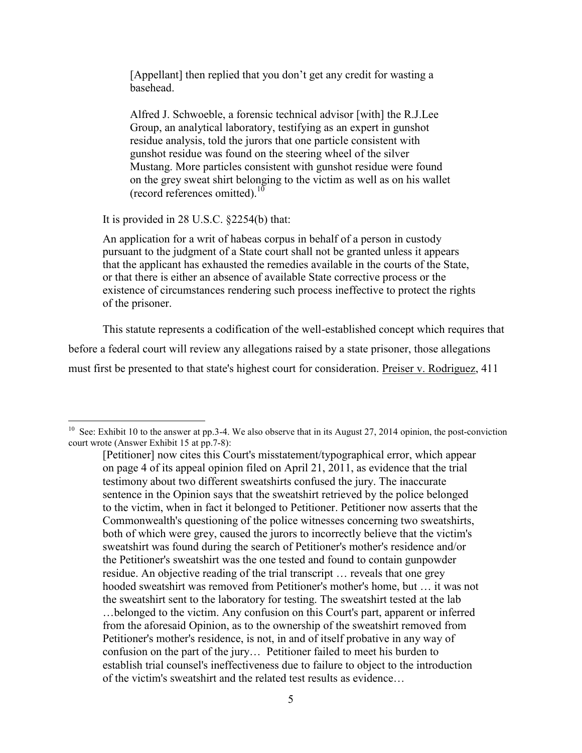> [Appellant] then replied that you don't get any credit for wasting a basehead.
>
> Alfred J. Schwoeble, a forensic technical advisor [with] the R.J.Lee Group, an analytical laboratory, testifying as an expert in gunshot residue analysis, told the jurors that one particle consistent with gunshot residue was found on the steering wheel of the silver Mustang. More particles consistent with gunshot residue were found on the grey sweat shirt belonging to the victim as well as on his wallet (record references omitted).[10]

It is provided in 28 U.S.C. §2254(b) that:

> An application for a writ of habeas corpus in behalf of a person in custody pursuant to the judgment of a State court shall not be granted unless it appears that the applicant has exhausted the remedies available in the courts of the State, or that there is either an absence of available State corrective process or the existence of circumstances rendering such process ineffective to protect the rights of the prisoner.

This statute represents a codification of the well-established concept which requires that before a federal court will review any allegations raised by a state prisoner, those allegations must first be presented to that state's highest court for consideration. Preiser v. Rodriguez, 411

---

[10] See: Exhibit 10 to the answer at pp.3-4. We also observe that in its August 27, 2014 opinion, the post-conviction court wrote (Answer Exhibit 15 at pp.7-8):

> [Petitioner] now cites this Court's misstatement/typographical error, which appear on page 4 of its appeal opinion filed on April 21, 2011, as evidence that the trial testimony about two different sweatshirts confused the jury. The inaccurate sentence in the Opinion says that the sweatshirt retrieved by the police belonged to the victim, when in fact it belonged to Petitioner. Petitioner now asserts that the Commonwealth's questioning of the police witnesses concerning two sweatshirts, both of which were grey, caused the jurors to incorrectly believe that the victim's sweatshirt was found during the search of Petitioner's mother's residence and/or the Petitioner's sweatshirt was the one tested and found to contain gunpowder residue. An objective reading of the trial transcript … reveals that one grey hooded sweatshirt was removed from Petitioner's mother's home, but … it was not the sweatshirt sent to the laboratory for testing. The sweatshirt tested at the lab …belonged to the victim. Any confusion on this Court's part, apparent or inferred from the aforesaid Opinion, as to the ownership of the sweatshirt removed from Petitioner's mother's residence, is not, in and of itself probative in any way of confusion on the part of the jury… Petitioner failed to meet his burden to establish trial counsel's ineffectiveness due to failure to object to the introduction of the victim's sweatshirt and the related test results as evidence…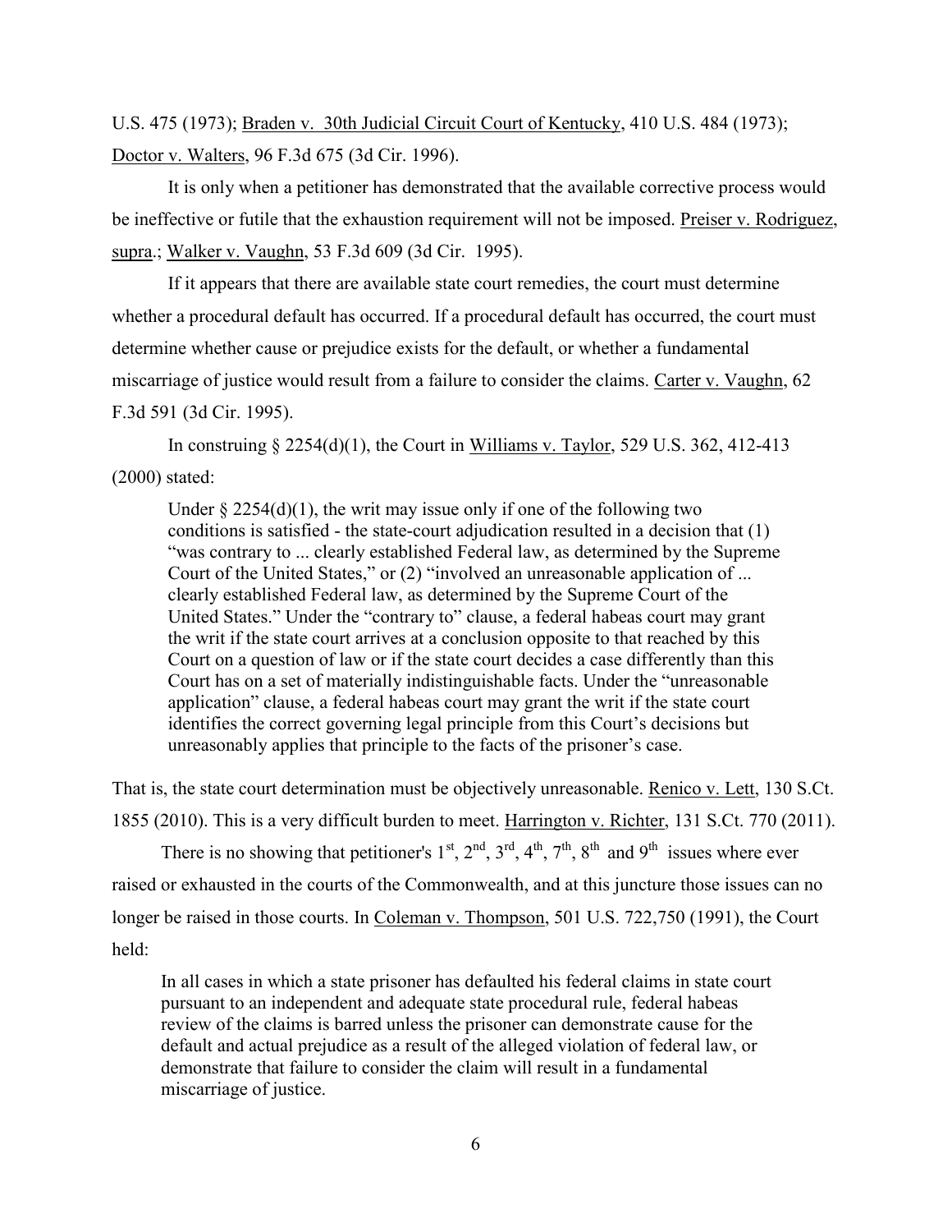U.S. 475 (1973); Braden v. 30th Judicial Circuit Court of Kentucky, 410 U.S. 484 (1973); Doctor v. Walters, 96 F.3d 675 (3d Cir. 1996).

It is only when a petitioner has demonstrated that the available corrective process would be ineffective or futile that the exhaustion requirement will not be imposed. Preiser v. Rodriguez, supra.; Walker v. Vaughn, 53 F.3d 609 (3d Cir. 1995).

If it appears that there are available state court remedies, the court must determine whether a procedural default has occurred. If a procedural default has occurred, the court must determine whether cause or prejudice exists for the default, or whether a fundamental miscarriage of justice would result from a failure to consider the claims. Carter v. Vaughn, 62 F.3d 591 (3d Cir. 1995).

In construing § 2254(d)(1), the Court in Williams v. Taylor, 529 U.S. 362, 412-413 (2000) stated:

> Under § 2254(d)(1), the writ may issue only if one of the following two conditions is satisfied - the state-court adjudication resulted in a decision that (1) "was contrary to ... clearly established Federal law, as determined by the Supreme Court of the United States," or (2) "involved an unreasonable application of ... clearly established Federal law, as determined by the Supreme Court of the United States." Under the "contrary to" clause, a federal habeas court may grant the writ if the state court arrives at a conclusion opposite to that reached by this Court on a question of law or if the state court decides a case differently than this Court has on a set of materially indistinguishable facts. Under the "unreasonable application" clause, a federal habeas court may grant the writ if the state court identifies the correct governing legal principle from this Court's decisions but unreasonably applies that principle to the facts of the prisoner's case.

That is, the state court determination must be objectively unreasonable. Renico v. Lett, 130 S.Ct. 1855 (2010). This is a very difficult burden to meet. Harrington v. Richter, 131 S.Ct. 770 (2011).

There is no showing that petitioner's 1st, 2nd, 3rd, 4th, 7th, 8th and 9th issues where ever raised or exhausted in the courts of the Commonwealth, and at this juncture those issues can no longer be raised in those courts. In Coleman v. Thompson, 501 U.S. 722,750 (1991), the Court held:

> In all cases in which a state prisoner has defaulted his federal claims in state court pursuant to an independent and adequate state procedural rule, federal habeas review of the claims is barred unless the prisoner can demonstrate cause for the default and actual prejudice as a result of the alleged violation of federal law, or demonstrate that failure to consider the claim will result in a fundamental miscarriage of justice.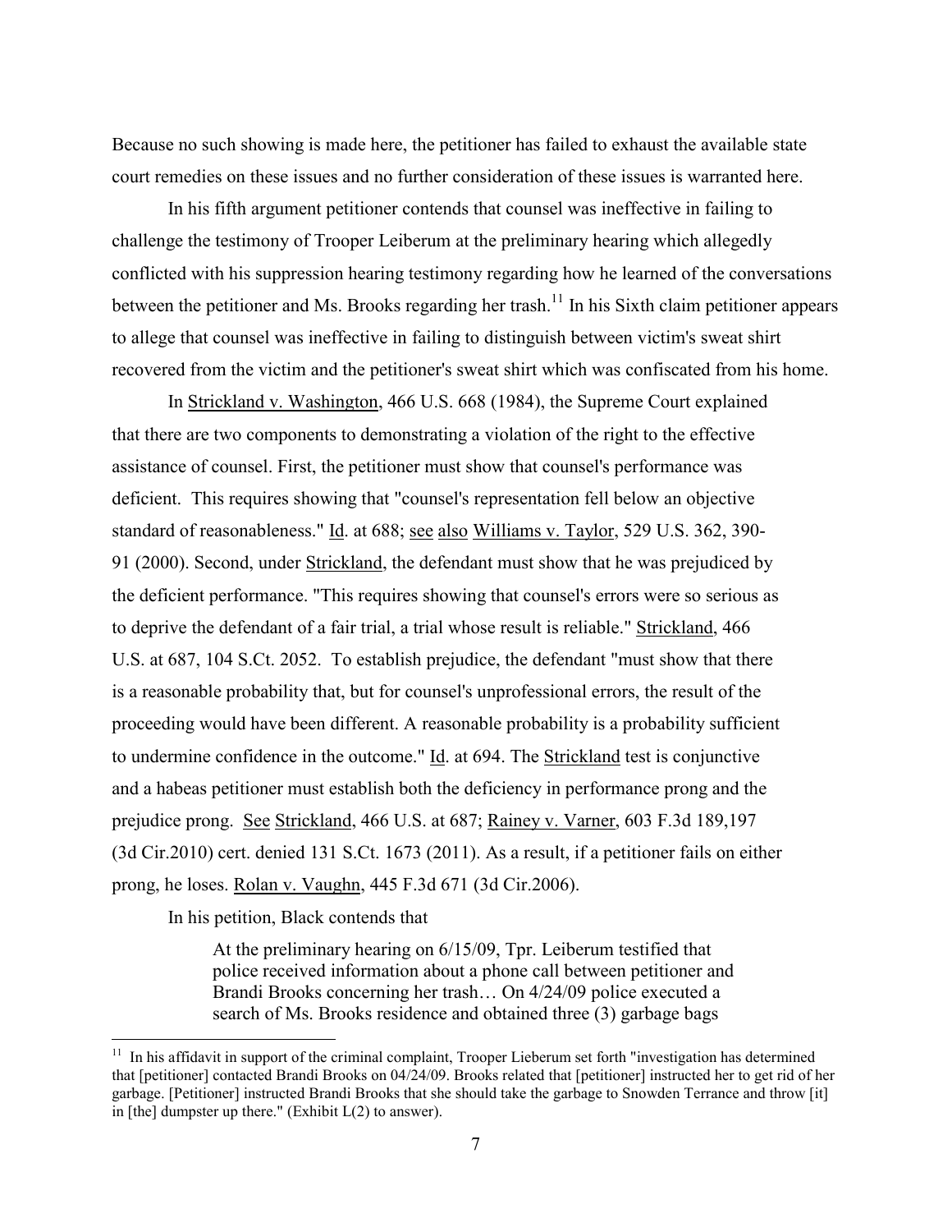Because no such showing is made here, the petitioner has failed to exhaust the available state court remedies on these issues and no further consideration of these issues is warranted here.

In his fifth argument petitioner contends that counsel was ineffective in failing to challenge the testimony of Trooper Leiberum at the preliminary hearing which allegedly conflicted with his suppression hearing testimony regarding how he learned of the conversations between the petitioner and Ms. Brooks regarding her trash.[11] In his Sixth claim petitioner appears to allege that counsel was ineffective in failing to distinguish between victim's sweat shirt recovered from the victim and the petitioner's sweat shirt which was confiscated from his home.

In Strickland v. Washington, 466 U.S. 668 (1984), the Supreme Court explained that there are two components to demonstrating a violation of the right to the effective assistance of counsel. First, the petitioner must show that counsel's performance was deficient. This requires showing that "counsel's representation fell below an objective standard of reasonableness." Id. at 688; see also Williams v. Taylor, 529 U.S. 362, 390-91 (2000). Second, under Strickland, the defendant must show that he was prejudiced by the deficient performance. "This requires showing that counsel's errors were so serious as to deprive the defendant of a fair trial, a trial whose result is reliable." Strickland, 466 U.S. at 687, 104 S.Ct. 2052. To establish prejudice, the defendant "must show that there is a reasonable probability that, but for counsel's unprofessional errors, the result of the proceeding would have been different. A reasonable probability is a probability sufficient to undermine confidence in the outcome." Id. at 694. The Strickland test is conjunctive and a habeas petitioner must establish both the deficiency in performance prong and the prejudice prong. See Strickland, 466 U.S. at 687; Rainey v. Varner, 603 F.3d 189,197 (3d Cir.2010) cert. denied 131 S.Ct. 1673 (2011). As a result, if a petitioner fails on either prong, he loses. Rolan v. Vaughn, 445 F.3d 671 (3d Cir.2006).

In his petition, Black contends that

> At the preliminary hearing on 6/15/09, Tpr. Leiberum testified that police received information about a phone call between petitioner and Brandi Brooks concerning her trash… On 4/24/09 police executed a search of Ms. Brooks residence and obtained three (3) garbage bags

---

[11] In his affidavit in support of the criminal complaint, Trooper Lieberum set forth "investigation has determined that [petitioner] contacted Brandi Brooks on 04/24/09. Brooks related that [petitioner] instructed her to get rid of her garbage. [Petitioner] instructed Brandi Brooks that she should take the garbage to Snowden Terrance and throw [it] in [the] dumpster up there." (Exhibit L(2) to answer).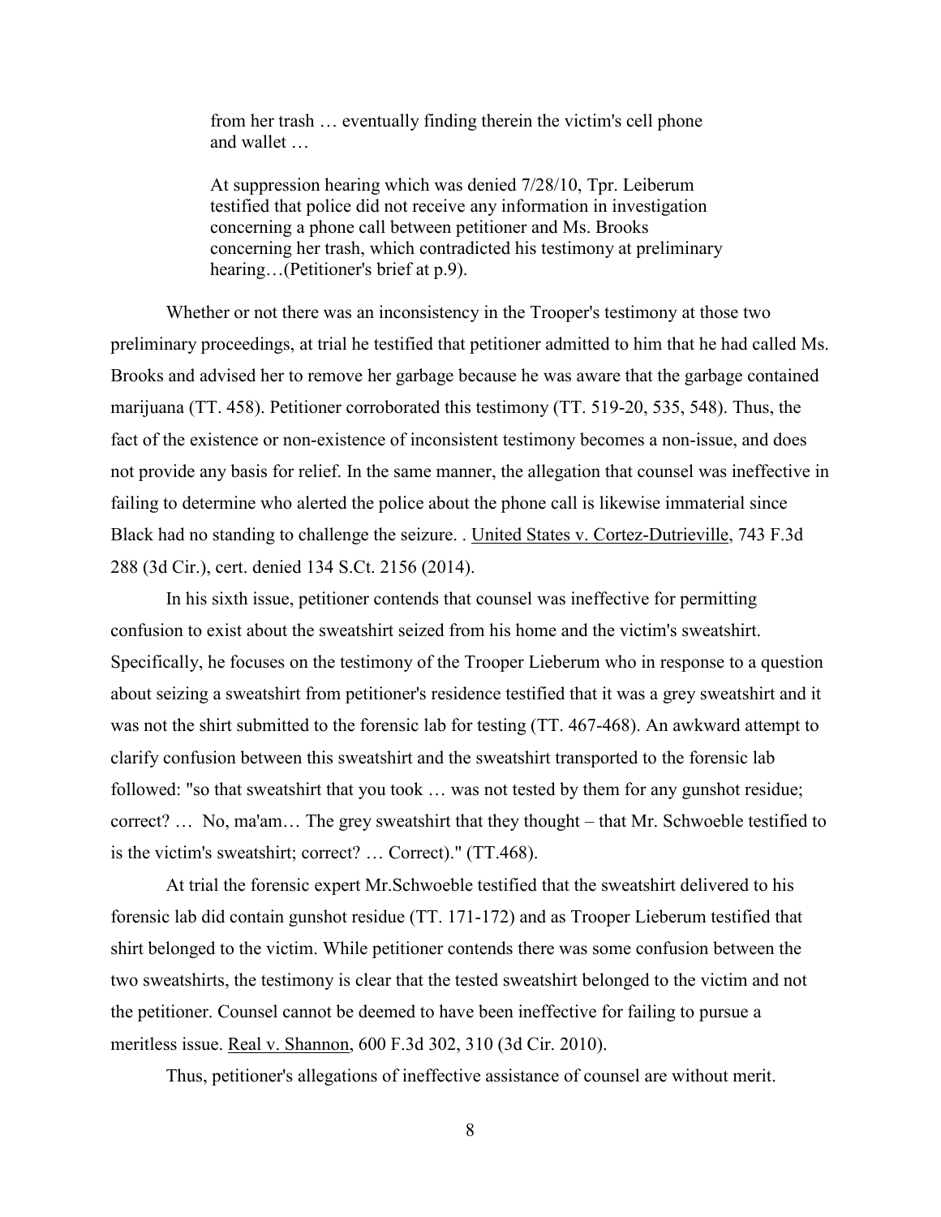> from her trash … eventually finding therein the victim's cell phone and wallet …
>
> At suppression hearing which was denied 7/28/10, Tpr. Leiberum testified that police did not receive any information in investigation concerning a phone call between petitioner and Ms. Brooks concerning her trash, which contradicted his testimony at preliminary hearing…(Petitioner's brief at p.9).

Whether or not there was an inconsistency in the Trooper's testimony at those two preliminary proceedings, at trial he testified that petitioner admitted to him that he had called Ms. Brooks and advised her to remove her garbage because he was aware that the garbage contained marijuana (TT. 458). Petitioner corroborated this testimony (TT. 519-20, 535, 548). Thus, the fact of the existence or non-existence of inconsistent testimony becomes a non-issue, and does not provide any basis for relief. In the same manner, the allegation that counsel was ineffective in failing to determine who alerted the police about the phone call is likewise immaterial since Black had no standing to challenge the seizure. . United States v. Cortez-Dutrieville, 743 F.3d 288 (3d Cir.), cert. denied 134 S.Ct. 2156 (2014).

In his sixth issue, petitioner contends that counsel was ineffective for permitting confusion to exist about the sweatshirt seized from his home and the victim's sweatshirt. Specifically, he focuses on the testimony of the Trooper Lieberum who in response to a question about seizing a sweatshirt from petitioner's residence testified that it was a grey sweatshirt and it was not the shirt submitted to the forensic lab for testing (TT. 467-468). An awkward attempt to clarify confusion between this sweatshirt and the sweatshirt transported to the forensic lab followed: "so that sweatshirt that you took … was not tested by them for any gunshot residue; correct? … No, ma'am… The grey sweatshirt that they thought – that Mr. Schwoeble testified to is the victim's sweatshirt; correct? … Correct)." (TT.468).

At trial the forensic expert Mr.Schwoeble testified that the sweatshirt delivered to his forensic lab did contain gunshot residue (TT. 171-172) and as Trooper Lieberum testified that shirt belonged to the victim. While petitioner contends there was some confusion between the two sweatshirts, the testimony is clear that the tested sweatshirt belonged to the victim and not the petitioner. Counsel cannot be deemed to have been ineffective for failing to pursue a meritless issue. Real v. Shannon, 600 F.3d 302, 310 (3d Cir. 2010).

Thus, petitioner's allegations of ineffective assistance of counsel are without merit.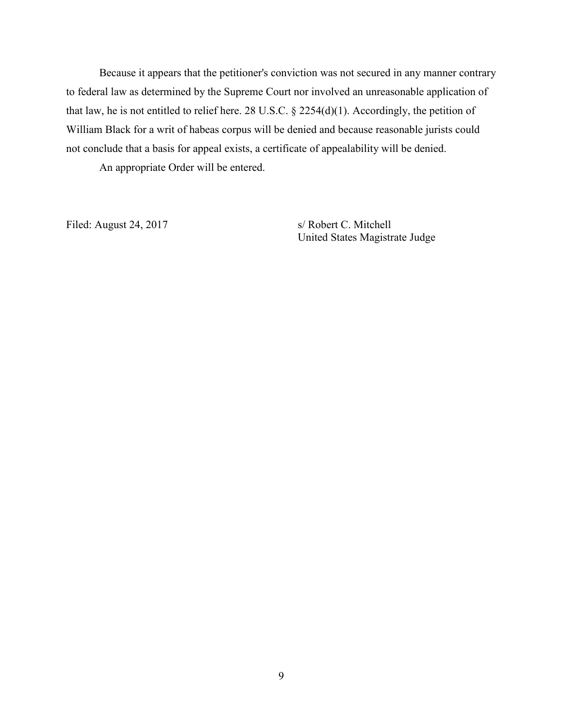Because it appears that the petitioner's conviction was not secured in any manner contrary to federal law as determined by the Supreme Court nor involved an unreasonable application of that law, he is not entitled to relief here. 28 U.S.C. § 2254(d)(1). Accordingly, the petition of William Black for a writ of habeas corpus will be denied and because reasonable jurists could not conclude that a basis for appeal exists, a certificate of appealability will be denied.

An appropriate Order will be entered.

Filed: August 24, 2017

s/ Robert C. Mitchell
United States Magistrate Judge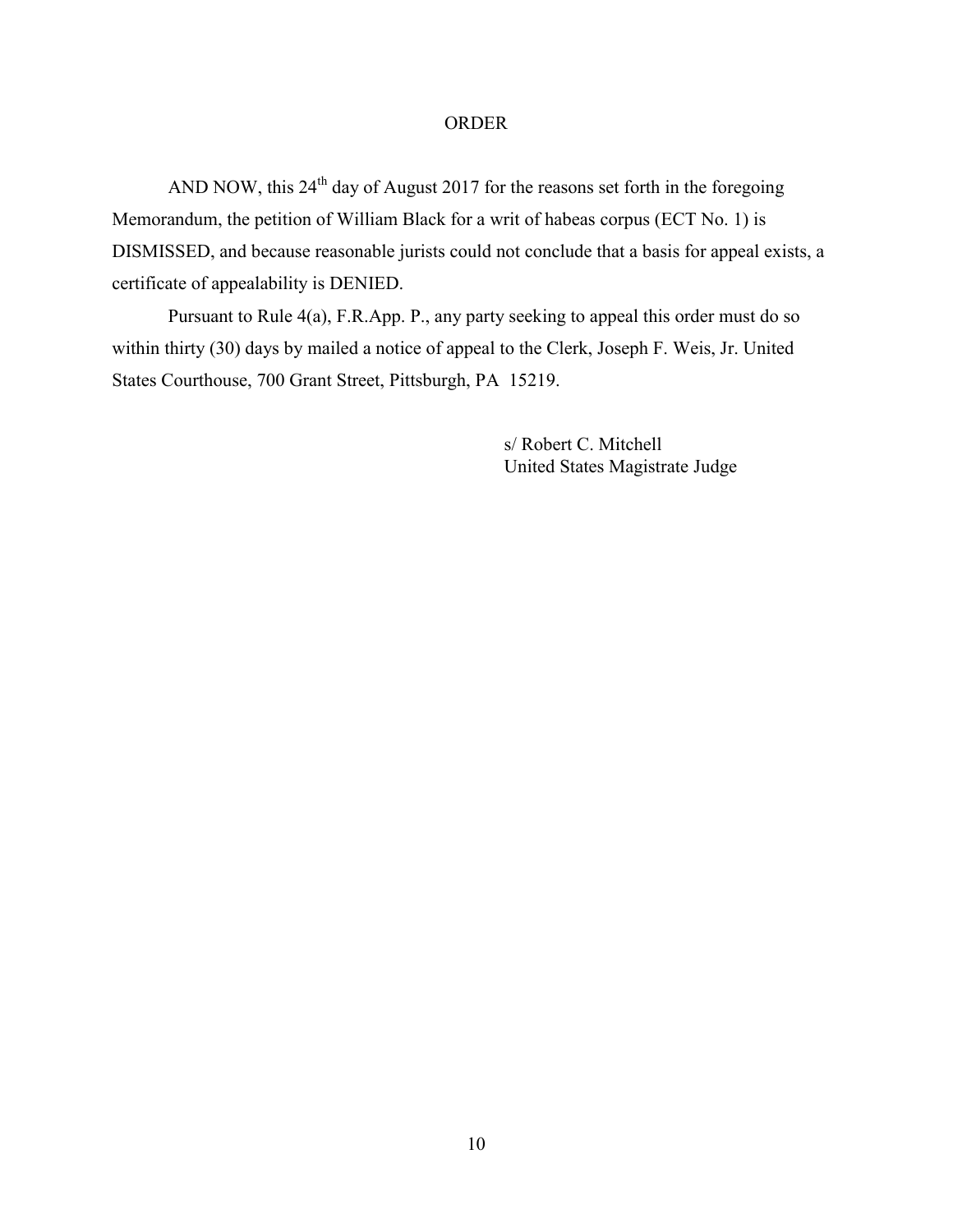# ORDER

AND NOW, this 24th day of August 2017 for the reasons set forth in the foregoing Memorandum, the petition of William Black for a writ of habeas corpus (ECT No. 1) is DISMISSED, and because reasonable jurists could not conclude that a basis for appeal exists, a certificate of appealability is DENIED.

Pursuant to Rule 4(a), F.R.App. P., any party seeking to appeal this order must do so within thirty (30) days by mailed a notice of appeal to the Clerk, Joseph F. Weis, Jr. United States Courthouse, 700 Grant Street, Pittsburgh, PA 15219.

s/ Robert C. Mitchell
United States Magistrate Judge